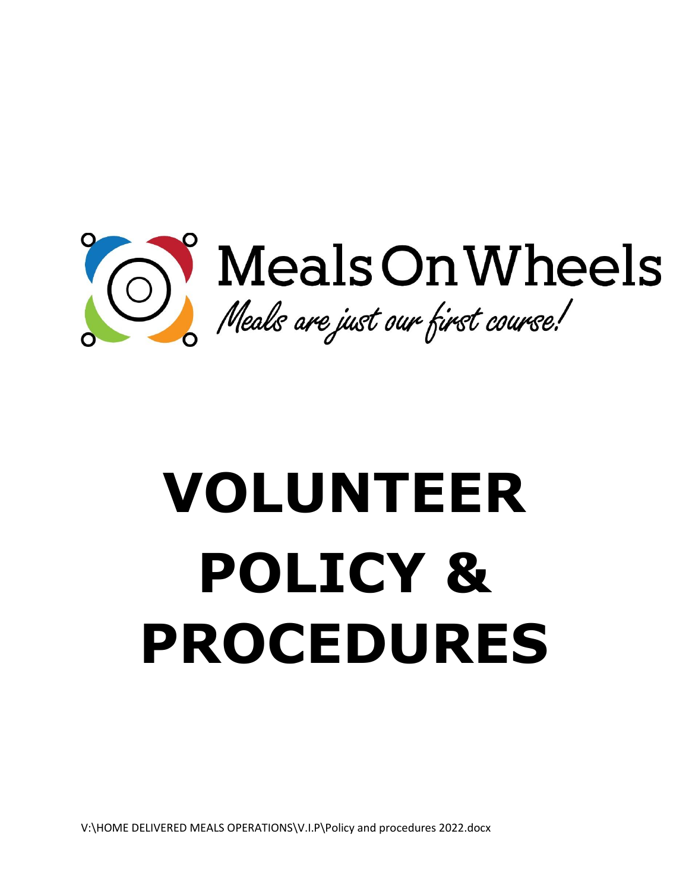Meals On Wheels

*Meals are just our first course!*

# VOLUNTEER POLICY & PROCEDURES

V:\HOME DELIVERED MEALS OPERATIONS\V.I.P\Policy and procedures 2022.docx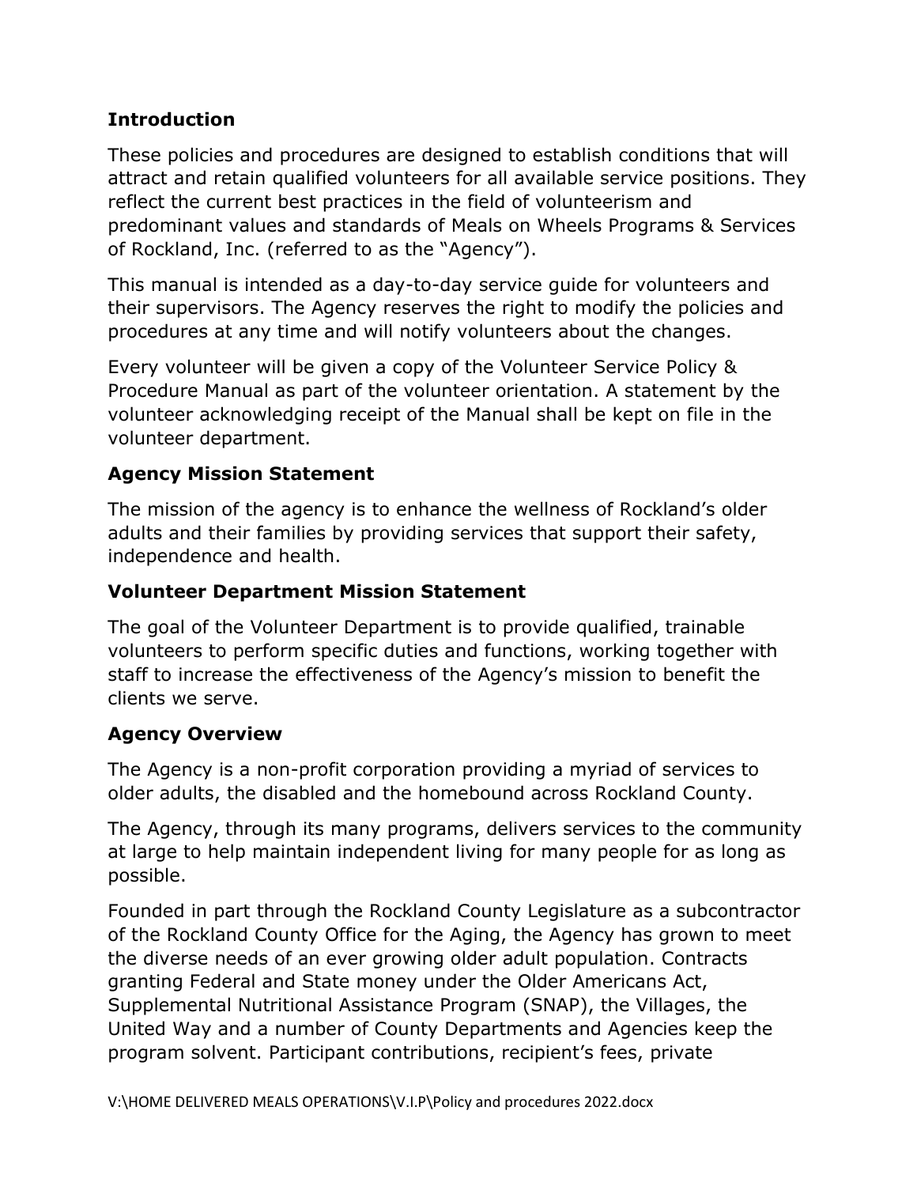## Introduction

These policies and procedures are designed to establish conditions that will attract and retain qualified volunteers for all available service positions. They reflect the current best practices in the field of volunteerism and predominant values and standards of Meals on Wheels Programs & Services of Rockland, Inc. (referred to as the "Agency").

This manual is intended as a day-to-day service guide for volunteers and their supervisors. The Agency reserves the right to modify the policies and procedures at any time and will notify volunteers about the changes.

Every volunteer will be given a copy of the Volunteer Service Policy & Procedure Manual as part of the volunteer orientation. A statement by the volunteer acknowledging receipt of the Manual shall be kept on file in the volunteer department.

## Agency Mission Statement

The mission of the agency is to enhance the wellness of Rockland's older adults and their families by providing services that support their safety, independence and health.

## Volunteer Department Mission Statement

The goal of the Volunteer Department is to provide qualified, trainable volunteers to perform specific duties and functions, working together with staff to increase the effectiveness of the Agency's mission to benefit the clients we serve.

## Agency Overview

The Agency is a non-profit corporation providing a myriad of services to older adults, the disabled and the homebound across Rockland County.

The Agency, through its many programs, delivers services to the community at large to help maintain independent living for many people for as long as possible.

Founded in part through the Rockland County Legislature as a subcontractor of the Rockland County Office for the Aging, the Agency has grown to meet the diverse needs of an ever growing older adult population. Contracts granting Federal and State money under the Older Americans Act, Supplemental Nutritional Assistance Program (SNAP), the Villages, the United Way and a number of County Departments and Agencies keep the program solvent. Participant contributions, recipient's fees, private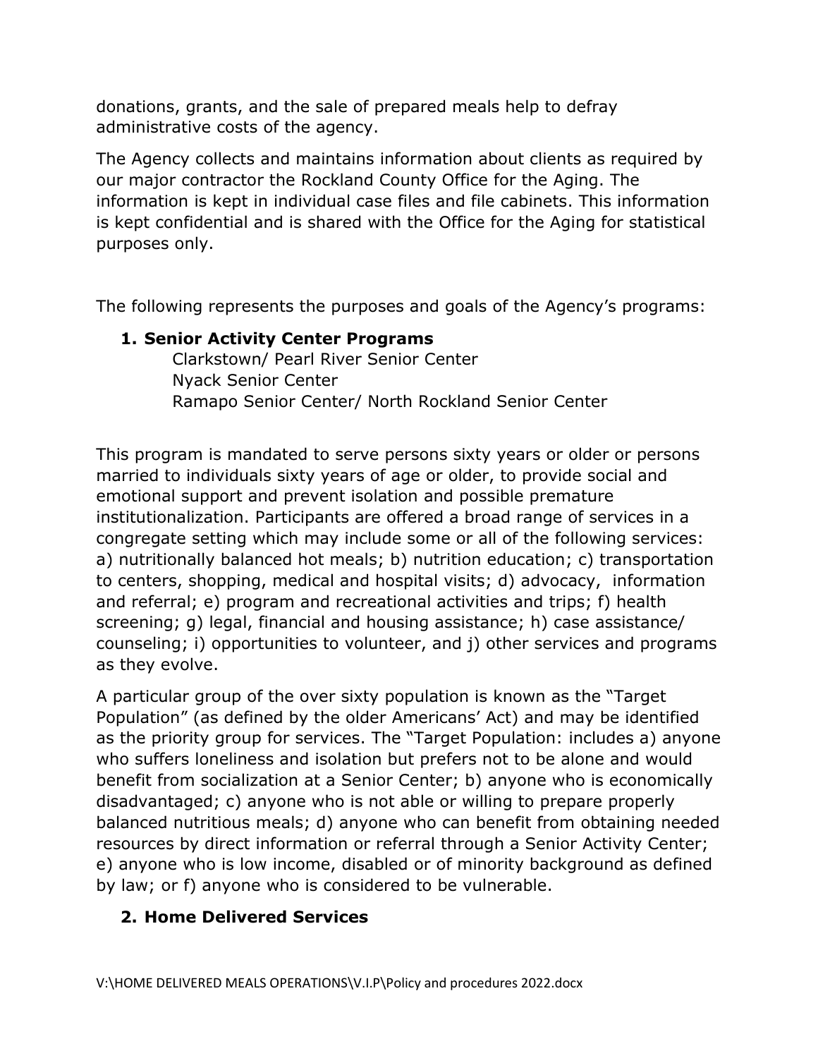donations, grants, and the sale of prepared meals help to defray administrative costs of the agency.

The Agency collects and maintains information about clients as required by our major contractor the Rockland County Office for the Aging. The information is kept in individual case files and file cabinets. This information is kept confidential and is shared with the Office for the Aging for statistical purposes only.

The following represents the purposes and goals of the Agency's programs:

1. **Senior Activity Center Programs**
   Clarkstown/ Pearl River Senior Center
   Nyack Senior Center
   Ramapo Senior Center/ North Rockland Senior Center

This program is mandated to serve persons sixty years or older or persons married to individuals sixty years of age or older, to provide social and emotional support and prevent isolation and possible premature institutionalization. Participants are offered a broad range of services in a congregate setting which may include some or all of the following services: a) nutritionally balanced hot meals; b) nutrition education; c) transportation to centers, shopping, medical and hospital visits; d) advocacy, information and referral; e) program and recreational activities and trips; f) health screening; g) legal, financial and housing assistance; h) case assistance/ counseling; i) opportunities to volunteer, and j) other services and programs as they evolve.

A particular group of the over sixty population is known as the "Target Population" (as defined by the older Americans' Act) and may be identified as the priority group for services. The "Target Population: includes a) anyone who suffers loneliness and isolation but prefers not to be alone and would benefit from socialization at a Senior Center; b) anyone who is economically disadvantaged; c) anyone who is not able or willing to prepare properly balanced nutritious meals; d) anyone who can benefit from obtaining needed resources by direct information or referral through a Senior Activity Center; e) anyone who is low income, disabled or of minority background as defined by law; or f) anyone who is considered to be vulnerable.

2. **Home Delivered Services**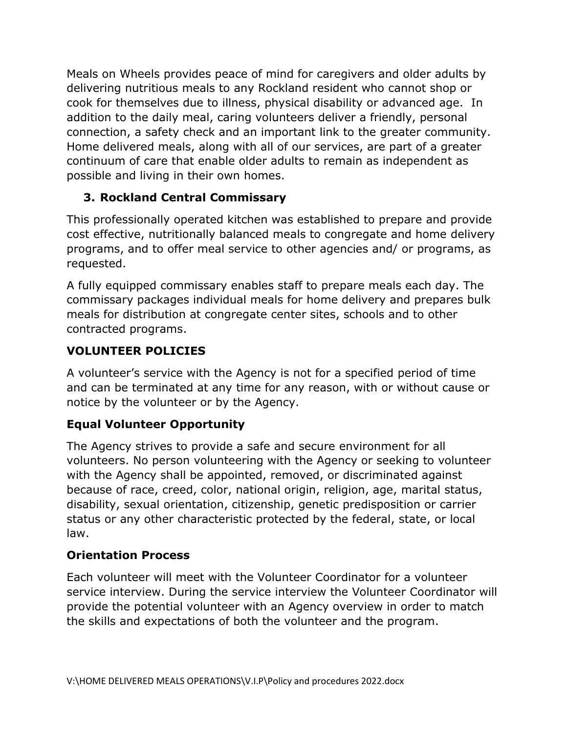Meals on Wheels provides peace of mind for caregivers and older adults by delivering nutritious meals to any Rockland resident who cannot shop or cook for themselves due to illness, physical disability or advanced age. In addition to the daily meal, caring volunteers deliver a friendly, personal connection, a safety check and an important link to the greater community. Home delivered meals, along with all of our services, are part of a greater continuum of care that enable older adults to remain as independent as possible and living in their own homes.

### 3. Rockland Central Commissary

This professionally operated kitchen was established to prepare and provide cost effective, nutritionally balanced meals to congregate and home delivery programs, and to offer meal service to other agencies and/ or programs, as requested.

A fully equipped commissary enables staff to prepare meals each day. The commissary packages individual meals for home delivery and prepares bulk meals for distribution at congregate center sites, schools and to other contracted programs.

## VOLUNTEER POLICIES

A volunteer's service with the Agency is not for a specified period of time and can be terminated at any time for any reason, with or without cause or notice by the volunteer or by the Agency.

### Equal Volunteer Opportunity

The Agency strives to provide a safe and secure environment for all volunteers. No person volunteering with the Agency or seeking to volunteer with the Agency shall be appointed, removed, or discriminated against because of race, creed, color, national origin, religion, age, marital status, disability, sexual orientation, citizenship, genetic predisposition or carrier status or any other characteristic protected by the federal, state, or local law.

### Orientation Process

Each volunteer will meet with the Volunteer Coordinator for a volunteer service interview. During the service interview the Volunteer Coordinator will provide the potential volunteer with an Agency overview in order to match the skills and expectations of both the volunteer and the program.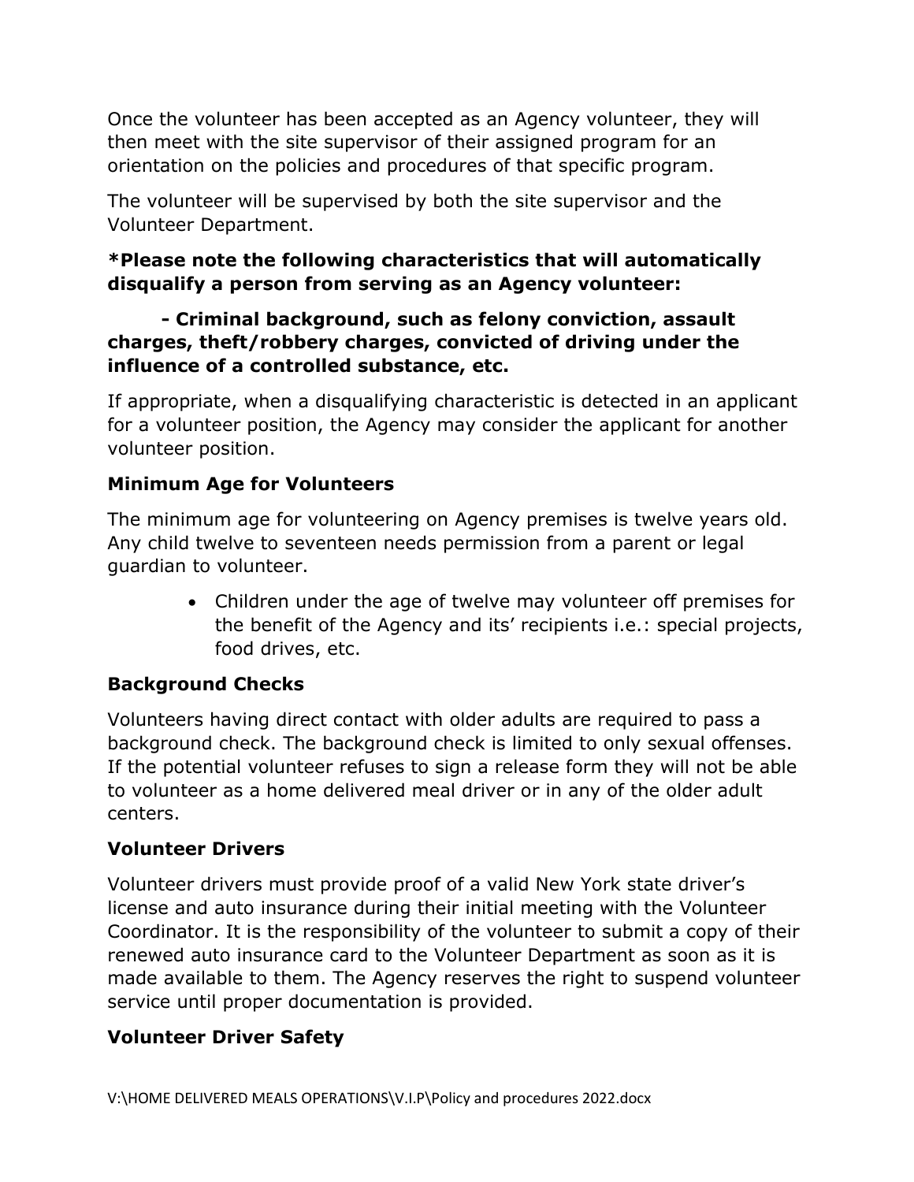Once the volunteer has been accepted as an Agency volunteer, they will then meet with the site supervisor of their assigned program for an orientation on the policies and procedures of that specific program.

The volunteer will be supervised by both the site supervisor and the Volunteer Department.

**\*Please note the following characteristics that will automatically disqualify a person from serving as an Agency volunteer:**

**- Criminal background, such as felony conviction, assault charges, theft/robbery charges, convicted of driving under the influence of a controlled substance, etc.**

If appropriate, when a disqualifying characteristic is detected in an applicant for a volunteer position, the Agency may consider the applicant for another volunteer position.

### Minimum Age for Volunteers

The minimum age for volunteering on Agency premises is twelve years old. Any child twelve to seventeen needs permission from a parent or legal guardian to volunteer.

- Children under the age of twelve may volunteer off premises for the benefit of the Agency and its' recipients i.e.: special projects, food drives, etc.

### Background Checks

Volunteers having direct contact with older adults are required to pass a background check. The background check is limited to only sexual offenses. If the potential volunteer refuses to sign a release form they will not be able to volunteer as a home delivered meal driver or in any of the older adult centers.

### Volunteer Drivers

Volunteer drivers must provide proof of a valid New York state driver's license and auto insurance during their initial meeting with the Volunteer Coordinator. It is the responsibility of the volunteer to submit a copy of their renewed auto insurance card to the Volunteer Department as soon as it is made available to them. The Agency reserves the right to suspend volunteer service until proper documentation is provided.

### Volunteer Driver Safety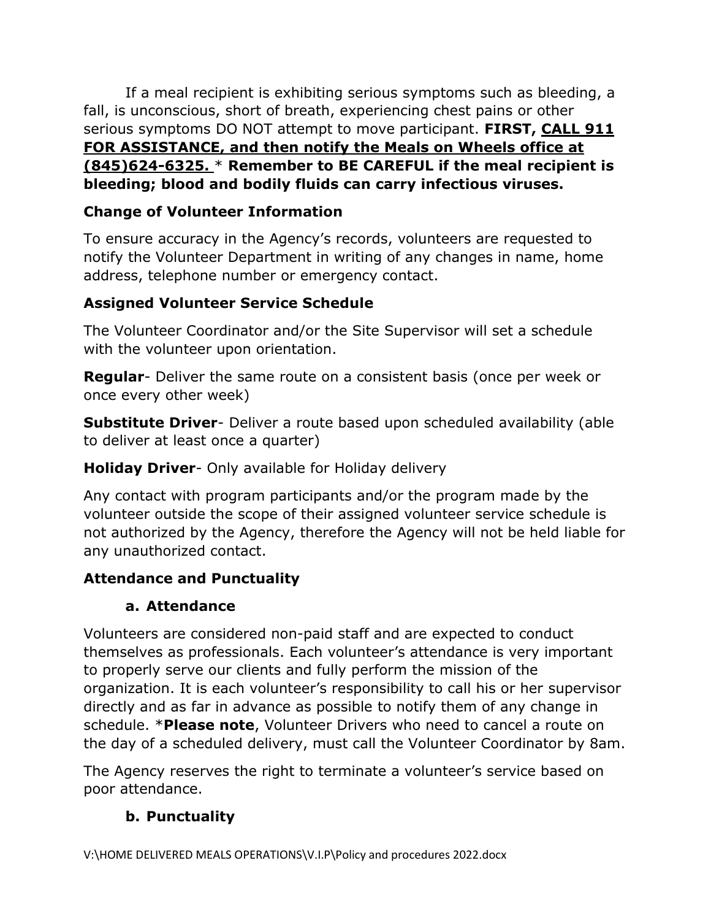If a meal recipient is exhibiting serious symptoms such as bleeding, a fall, is unconscious, short of breath, experiencing chest pains or other serious symptoms DO NOT attempt to move participant. **FIRST, CALL 911 FOR ASSISTANCE, and then notify the Meals on Wheels office at (845)624-6325.** * **Remember to BE CAREFUL if the meal recipient is bleeding; blood and bodily fluids can carry infectious viruses.**

### Change of Volunteer Information

To ensure accuracy in the Agency's records, volunteers are requested to notify the Volunteer Department in writing of any changes in name, home address, telephone number or emergency contact.

### Assigned Volunteer Service Schedule

The Volunteer Coordinator and/or the Site Supervisor will set a schedule with the volunteer upon orientation.

**Regular**- Deliver the same route on a consistent basis (once per week or once every other week)

**Substitute Driver**- Deliver a route based upon scheduled availability (able to deliver at least once a quarter)

**Holiday Driver**- Only available for Holiday delivery

Any contact with program participants and/or the program made by the volunteer outside the scope of their assigned volunteer service schedule is not authorized by the Agency, therefore the Agency will not be held liable for any unauthorized contact.

### Attendance and Punctuality

#### a. Attendance

Volunteers are considered non-paid staff and are expected to conduct themselves as professionals. Each volunteer's attendance is very important to properly serve our clients and fully perform the mission of the organization. It is each volunteer's responsibility to call his or her supervisor directly and as far in advance as possible to notify them of any change in schedule. ***Please note**, Volunteer Drivers who need to cancel a route on the day of a scheduled delivery, must call the Volunteer Coordinator by 8am.

The Agency reserves the right to terminate a volunteer's service based on poor attendance.

#### b. Punctuality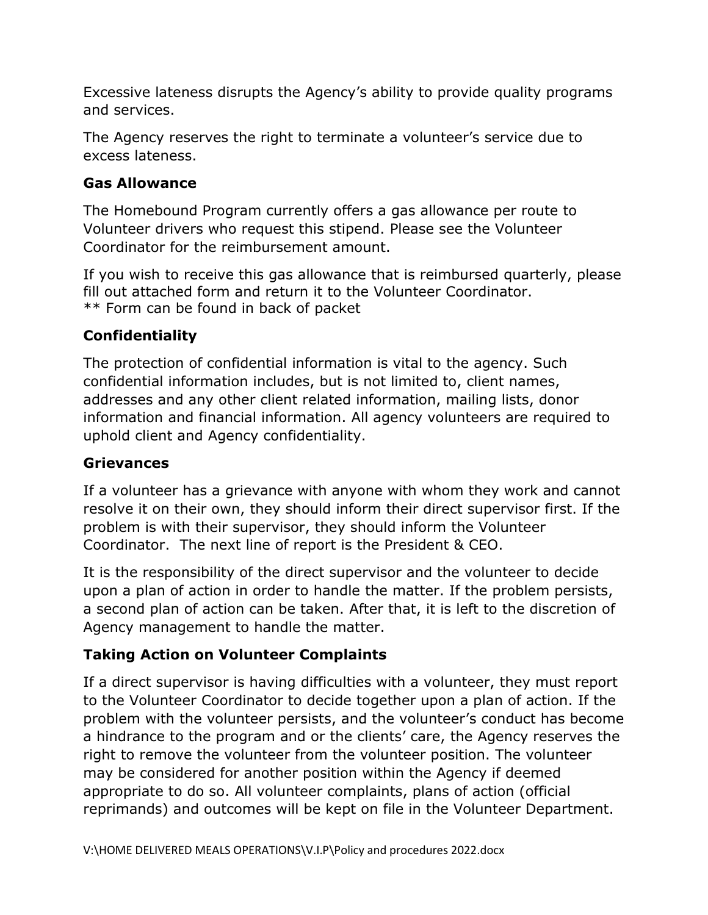Excessive lateness disrupts the Agency's ability to provide quality programs and services.

The Agency reserves the right to terminate a volunteer's service due to excess lateness.

### Gas Allowance

The Homebound Program currently offers a gas allowance per route to Volunteer drivers who request this stipend. Please see the Volunteer Coordinator for the reimbursement amount.

If you wish to receive this gas allowance that is reimbursed quarterly, please fill out attached form and return it to the Volunteer Coordinator.
** Form can be found in back of packet

### Confidentiality

The protection of confidential information is vital to the agency. Such confidential information includes, but is not limited to, client names, addresses and any other client related information, mailing lists, donor information and financial information. All agency volunteers are required to uphold client and Agency confidentiality.

### Grievances

If a volunteer has a grievance with anyone with whom they work and cannot resolve it on their own, they should inform their direct supervisor first. If the problem is with their supervisor, they should inform the Volunteer Coordinator. The next line of report is the President & CEO.

It is the responsibility of the direct supervisor and the volunteer to decide upon a plan of action in order to handle the matter. If the problem persists, a second plan of action can be taken. After that, it is left to the discretion of Agency management to handle the matter.

### Taking Action on Volunteer Complaints

If a direct supervisor is having difficulties with a volunteer, they must report to the Volunteer Coordinator to decide together upon a plan of action. If the problem with the volunteer persists, and the volunteer's conduct has become a hindrance to the program and or the clients' care, the Agency reserves the right to remove the volunteer from the volunteer position. The volunteer may be considered for another position within the Agency if deemed appropriate to do so. All volunteer complaints, plans of action (official reprimands) and outcomes will be kept on file in the Volunteer Department.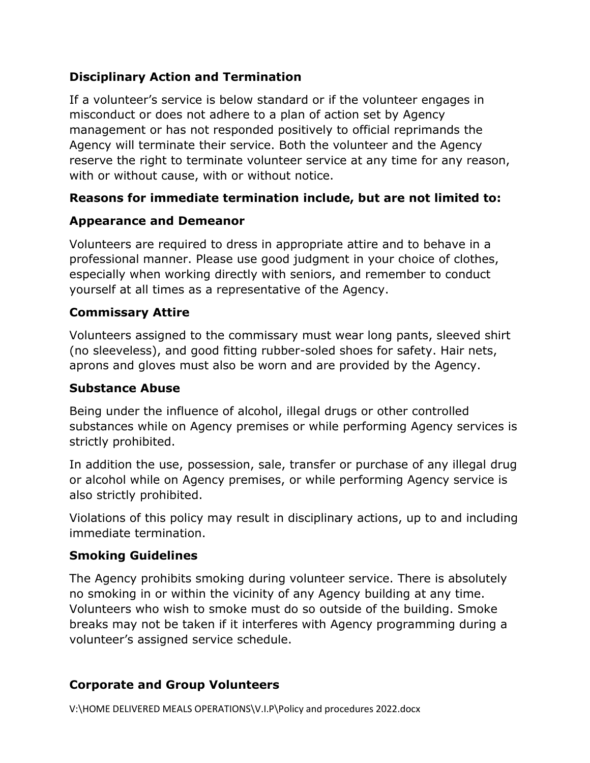## Disciplinary Action and Termination

If a volunteer's service is below standard or if the volunteer engages in misconduct or does not adhere to a plan of action set by Agency management or has not responded positively to official reprimands the Agency will terminate their service. Both the volunteer and the Agency reserve the right to terminate volunteer service at any time for any reason, with or without cause, with or without notice.

### Reasons for immediate termination include, but are not limited to:

### Appearance and Demeanor

Volunteers are required to dress in appropriate attire and to behave in a professional manner. Please use good judgment in your choice of clothes, especially when working directly with seniors, and remember to conduct yourself at all times as a representative of the Agency.

### Commissary Attire

Volunteers assigned to the commissary must wear long pants, sleeved shirt (no sleeveless), and good fitting rubber-soled shoes for safety. Hair nets, aprons and gloves must also be worn and are provided by the Agency.

### Substance Abuse

Being under the influence of alcohol, illegal drugs or other controlled substances while on Agency premises or while performing Agency services is strictly prohibited.

In addition the use, possession, sale, transfer or purchase of any illegal drug or alcohol while on Agency premises, or while performing Agency service is also strictly prohibited.

Violations of this policy may result in disciplinary actions, up to and including immediate termination.

### Smoking Guidelines

The Agency prohibits smoking during volunteer service. There is absolutely no smoking in or within the vicinity of any Agency building at any time. Volunteers who wish to smoke must do so outside of the building. Smoke breaks may not be taken if it interferes with Agency programming during a volunteer's assigned service schedule.

## Corporate and Group Volunteers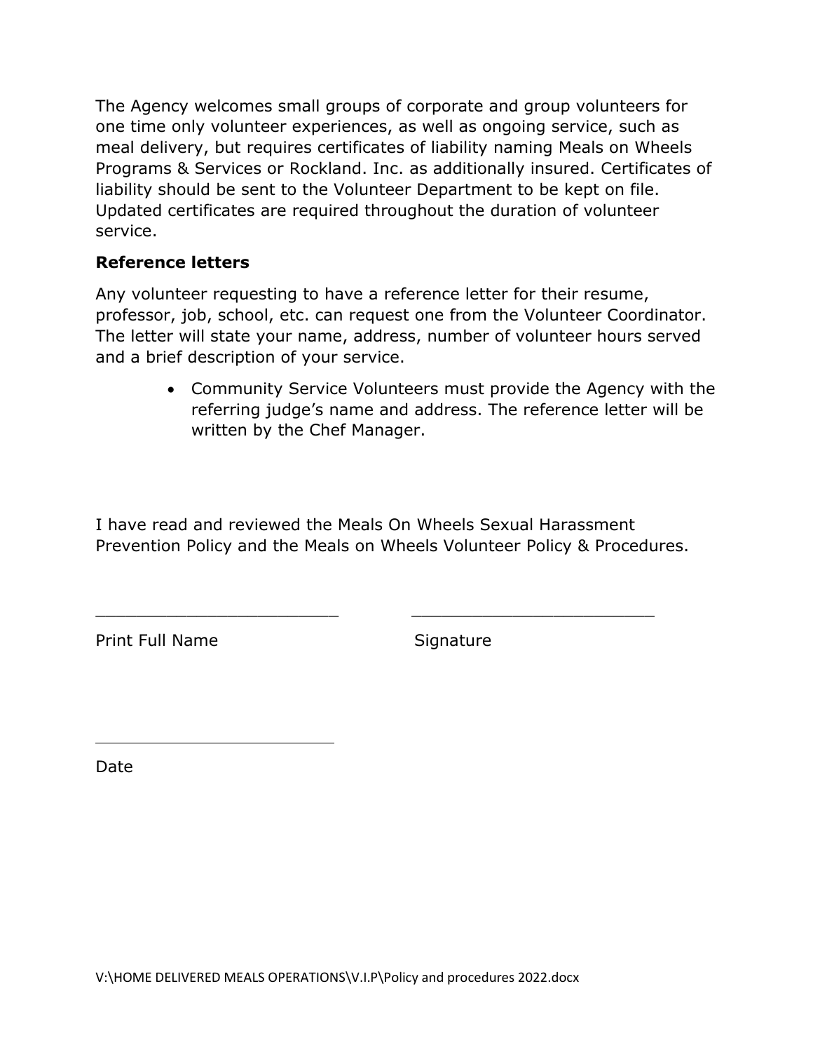The Agency welcomes small groups of corporate and group volunteers for one time only volunteer experiences, as well as ongoing service, such as meal delivery, but requires certificates of liability naming Meals on Wheels Programs & Services or Rockland. Inc. as additionally insured. Certificates of liability should be sent to the Volunteer Department to be kept on file. Updated certificates are required throughout the duration of volunteer service.

**Reference letters**

Any volunteer requesting to have a reference letter for their resume, professor, job, school, etc. can request one from the Volunteer Coordinator. The letter will state your name, address, number of volunteer hours served and a brief description of your service.

- Community Service Volunteers must provide the Agency with the referring judge's name and address. The reference letter will be written by the Chef Manager.

I have read and reviewed the Meals On Wheels Sexual Harassment Prevention Policy and the Meals on Wheels Volunteer Policy & Procedures.

________________________ ________________________

Print Full Name Signature

________________________

Date

V:\HOME DELIVERED MEALS OPERATIONS\V.I.P\Policy and procedures 2022.docx